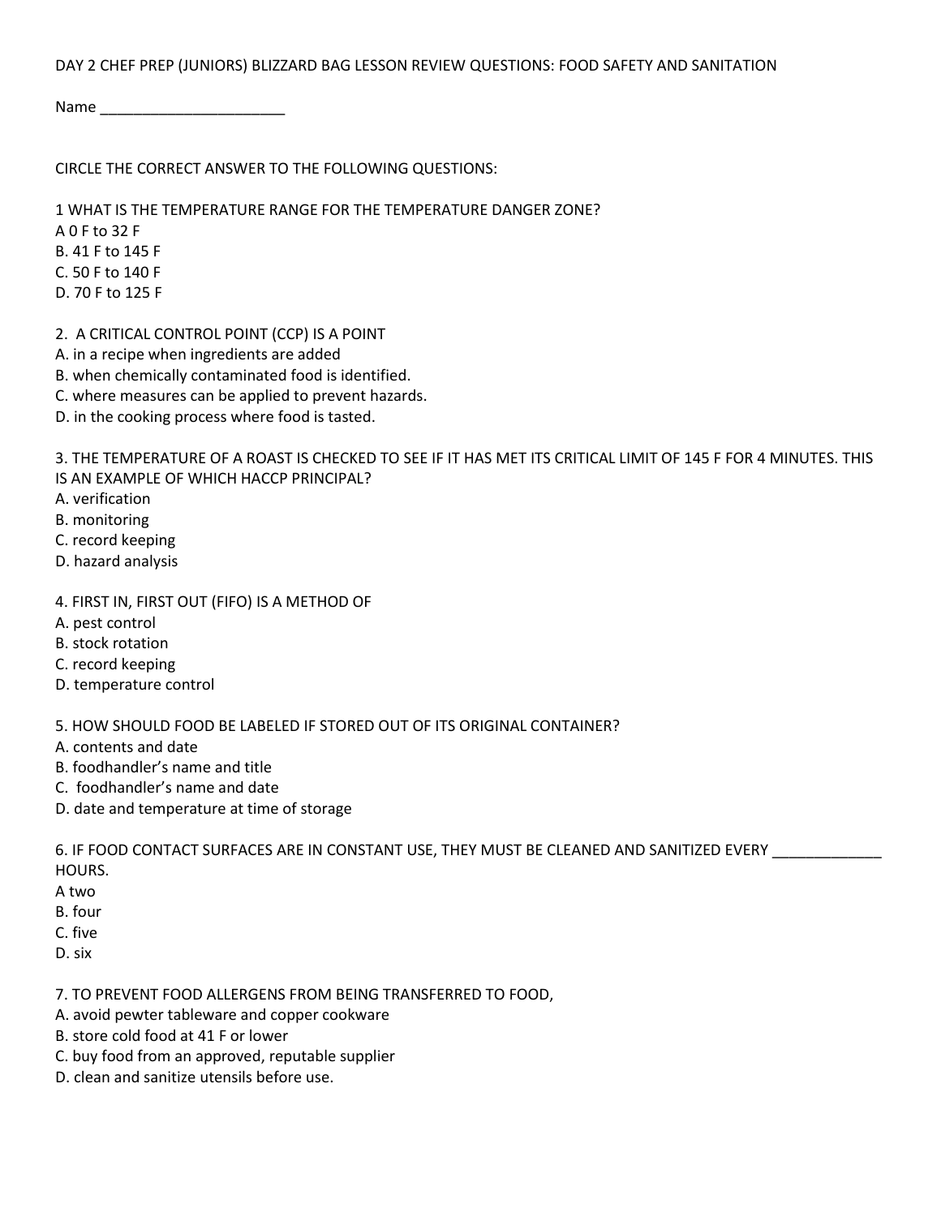DAY 2 CHEF PREP (JUNIORS) BLIZZARD BAG LESSON REVIEW QUESTIONS: FOOD SAFETY AND SANITATION

Name ______________________

CIRCLE THE CORRECT ANSWER TO THE FOLLOWING QUESTIONS:

1 WHAT IS THE TEMPERATURE RANGE FOR THE TEMPERATURE DANGER ZONE?
A 0 F to 32 F
B. 41 F to 145 F
C. 50 F to 140 F
D. 70 F to 125 F

2. A CRITICAL CONTROL POINT (CCP) IS A POINT
A. in a recipe when ingredients are added
B. when chemically contaminated food is identified.
C. where measures can be applied to prevent hazards.
D. in the cooking process where food is tasted.

3. THE TEMPERATURE OF A ROAST IS CHECKED TO SEE IF IT HAS MET ITS CRITICAL LIMIT OF 145 F FOR 4 MINUTES. THIS IS AN EXAMPLE OF WHICH HACCP PRINCIPAL?
A. verification
B. monitoring
C. record keeping
D. hazard analysis

4. FIRST IN, FIRST OUT (FIFO) IS A METHOD OF
A. pest control
B. stock rotation
C. record keeping
D. temperature control

5. HOW SHOULD FOOD BE LABELED IF STORED OUT OF ITS ORIGINAL CONTAINER?
A. contents and date
B. foodhandler's name and title
C. foodhandler's name and date
D. date and temperature at time of storage

6. IF FOOD CONTACT SURFACES ARE IN CONSTANT USE, THEY MUST BE CLEANED AND SANITIZED EVERY _____________ HOURS.
A two
B. four
C. five
D. six

7. TO PREVENT FOOD ALLERGENS FROM BEING TRANSFERRED TO FOOD,
A. avoid pewter tableware and copper cookware
B. store cold food at 41 F or lower
C. buy food from an approved, reputable supplier
D. clean and sanitize utensils before use.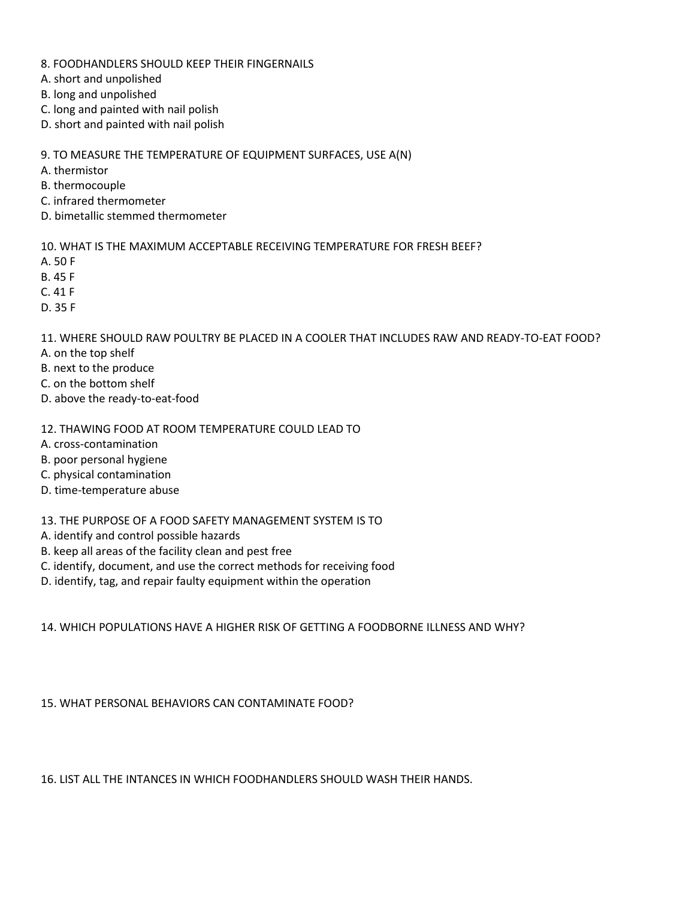8. FOODHANDLERS SHOULD KEEP THEIR FINGERNAILS

A. short and unpolished
B. long and unpolished
C. long and painted with nail polish
D. short and painted with nail polish

9. TO MEASURE THE TEMPERATURE OF EQUIPMENT SURFACES, USE A(N)

A. thermistor
B. thermocouple
C. infrared thermometer
D. bimetallic stemmed thermometer

10. WHAT IS THE MAXIMUM ACCEPTABLE RECEIVING TEMPERATURE FOR FRESH BEEF?

A. 50 F
B. 45 F
C. 41 F
D. 35 F

11. WHERE SHOULD RAW POULTRY BE PLACED IN A COOLER THAT INCLUDES RAW AND READY-TO-EAT FOOD?

A. on the top shelf
B. next to the produce
C. on the bottom shelf
D. above the ready-to-eat-food

12. THAWING FOOD AT ROOM TEMPERATURE COULD LEAD TO

A. cross-contamination
B. poor personal hygiene
C. physical contamination
D. time-temperature abuse

13. THE PURPOSE OF A FOOD SAFETY MANAGEMENT SYSTEM IS TO

A. identify and control possible hazards
B. keep all areas of the facility clean and pest free
C. identify, document, and use the correct methods for receiving food
D. identify, tag, and repair faulty equipment within the operation

14. WHICH POPULATIONS HAVE A HIGHER RISK OF GETTING A FOODBORNE ILLNESS AND WHY?

15. WHAT PERSONAL BEHAVIORS CAN CONTAMINATE FOOD?

16. LIST ALL THE INTANCES IN WHICH FOODHANDLERS SHOULD WASH THEIR HANDS.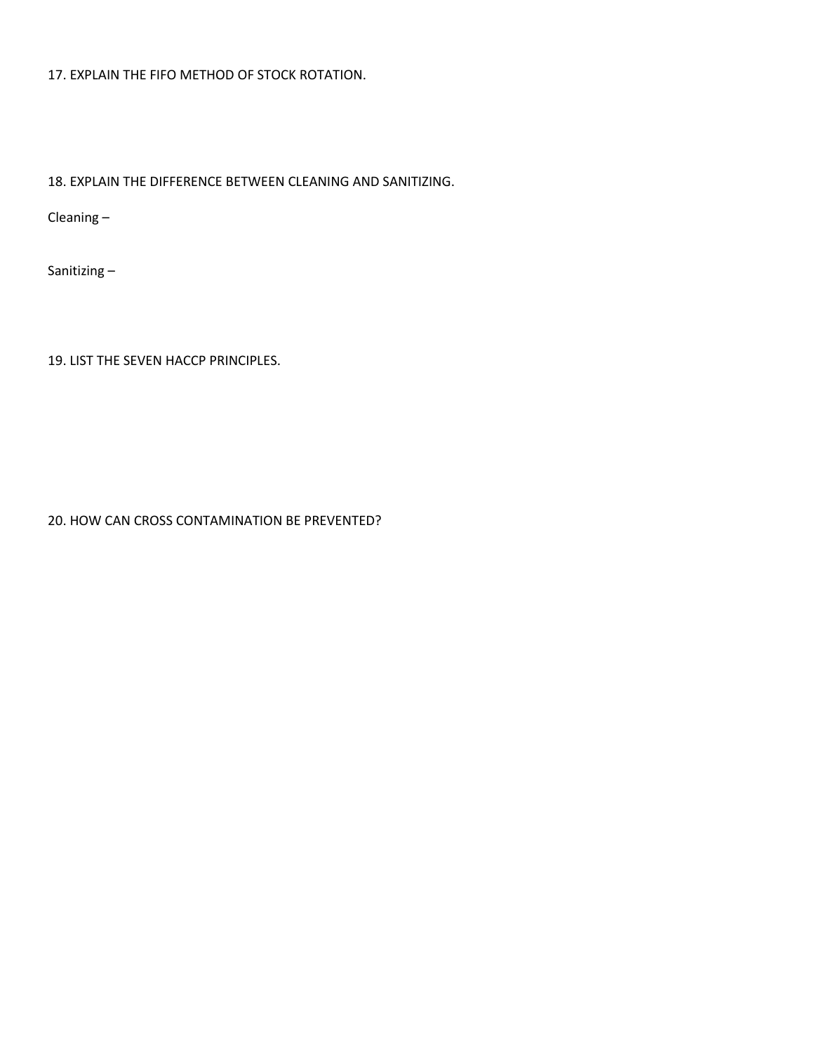17. EXPLAIN THE FIFO METHOD OF STOCK ROTATION.

18. EXPLAIN THE DIFFERENCE BETWEEN CLEANING AND SANITIZING.

Cleaning –

Sanitizing –

19. LIST THE SEVEN HACCP PRINCIPLES.

20. HOW CAN CROSS CONTAMINATION BE PREVENTED?